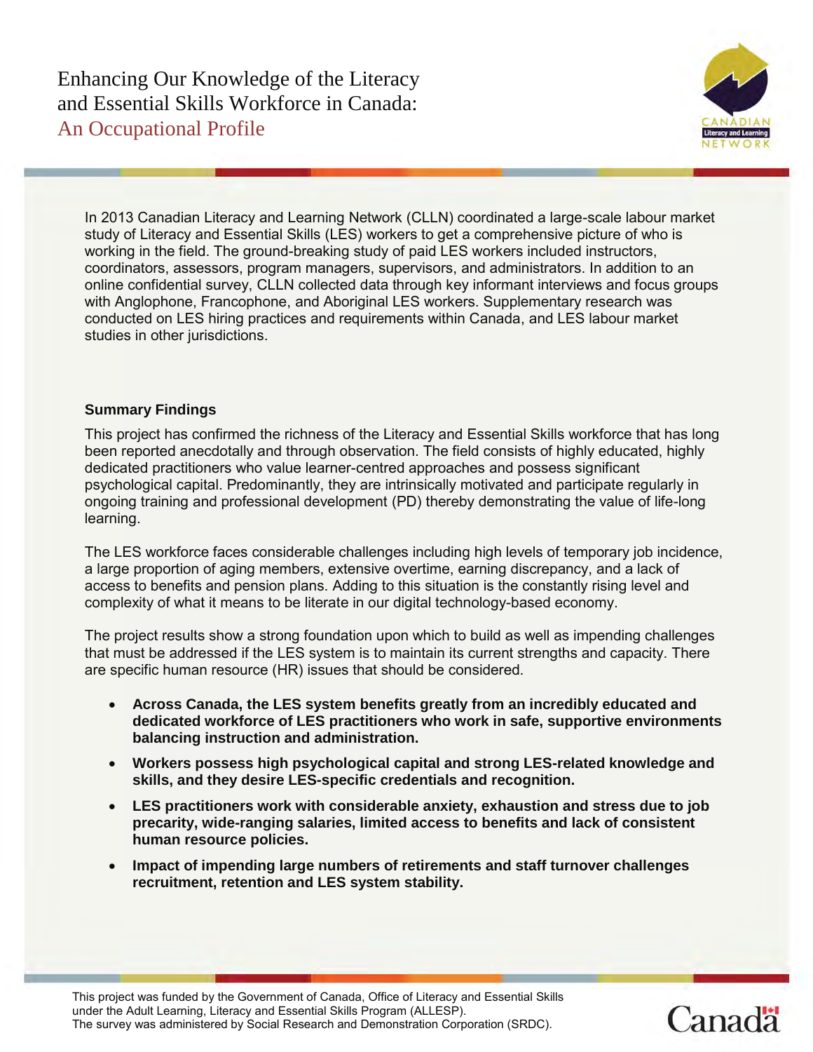# Enhancing Our Knowledge of the Literacy and Essential Skills Workforce in Canada: An Occupational Profile

In 2013 Canadian Literacy and Learning Network (CLLN) coordinated a large-scale labour market study of Literacy and Essential Skills (LES) workers to get a comprehensive picture of who is working in the field. The ground-breaking study of paid LES workers included instructors, coordinators, assessors, program managers, supervisors, and administrators. In addition to an online confidential survey, CLLN collected data through key informant interviews and focus groups with Anglophone, Francophone, and Aboriginal LES workers. Supplementary research was conducted on LES hiring practices and requirements within Canada, and LES labour market studies in other jurisdictions.

### Summary Findings

This project has confirmed the richness of the Literacy and Essential Skills workforce that has long been reported anecdotally and through observation. The field consists of highly educated, highly dedicated practitioners who value learner-centred approaches and possess significant psychological capital. Predominantly, they are intrinsically motivated and participate regularly in ongoing training and professional development (PD) thereby demonstrating the value of life-long learning.

The LES workforce faces considerable challenges including high levels of temporary job incidence, a large proportion of aging members, extensive overtime, earning discrepancy, and a lack of access to benefits and pension plans. Adding to this situation is the constantly rising level and complexity of what it means to be literate in our digital technology-based economy.

The project results show a strong foundation upon which to build as well as impending challenges that must be addressed if the LES system is to maintain its current strengths and capacity. There are specific human resource (HR) issues that should be considered.

- **Across Canada, the LES system benefits greatly from an incredibly educated and dedicated workforce of LES practitioners who work in safe, supportive environments balancing instruction and administration.**
- **Workers possess high psychological capital and strong LES-related knowledge and skills, and they desire LES-specific credentials and recognition.**
- **LES practitioners work with considerable anxiety, exhaustion and stress due to job precarity, wide-ranging salaries, limited access to benefits and lack of consistent human resource policies.**
- **Impact of impending large numbers of retirements and staff turnover challenges recruitment, retention and LES system stability.**

This project was funded by the Government of Canada, Office of Literacy and Essential Skills under the Adult Learning, Literacy and Essential Skills Program (ALLESP).
The survey was administered by Social Research and Demonstration Corporation (SRDC).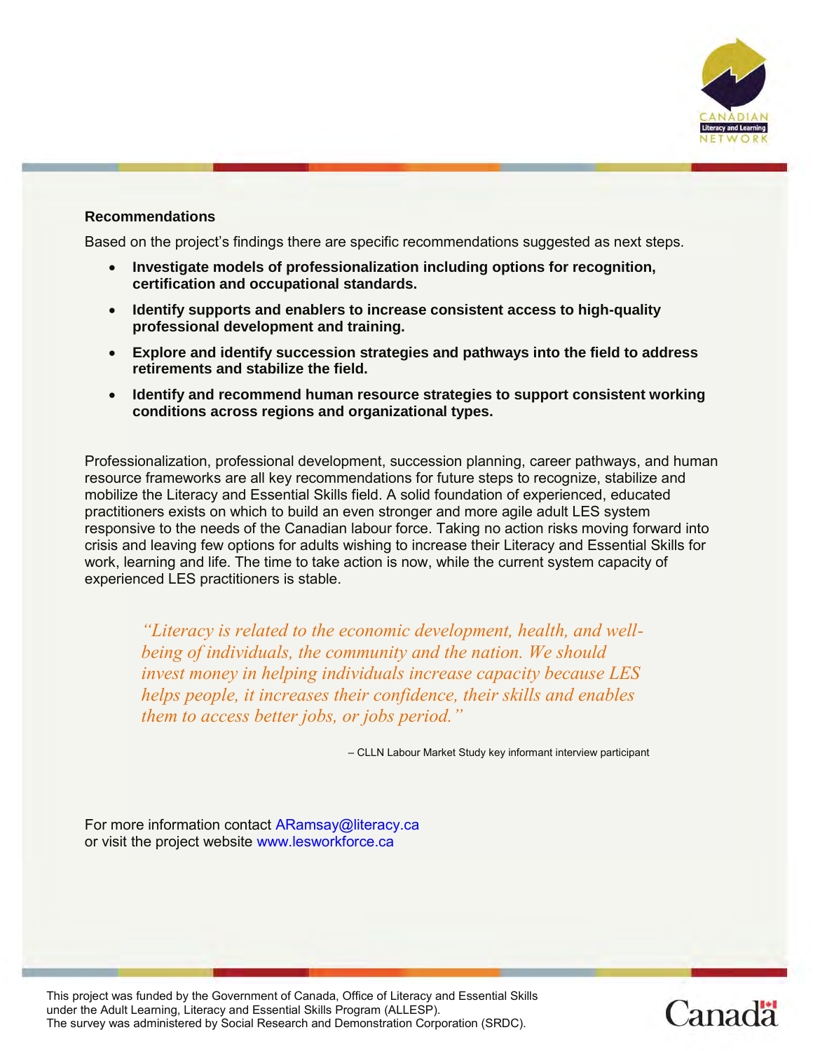## Recommendations

Based on the project's findings there are specific recommendations suggested as next steps.

- **Investigate models of professionalization including options for recognition, certification and occupational standards.**
- **Identify supports and enablers to increase consistent access to high-quality professional development and training.**
- **Explore and identify succession strategies and pathways into the field to address retirements and stabilize the field.**
- **Identify and recommend human resource strategies to support consistent working conditions across regions and organizational types.**

Professionalization, professional development, succession planning, career pathways, and human resource frameworks are all key recommendations for future steps to recognize, stabilize and mobilize the Literacy and Essential Skills field. A solid foundation of experienced, educated practitioners exists on which to build an even stronger and more agile adult LES system responsive to the needs of the Canadian labour force. Taking no action risks moving forward into crisis and leaving few options for adults wishing to increase their Literacy and Essential Skills for work, learning and life. The time to take action is now, while the current system capacity of experienced LES practitioners is stable.

> *"Literacy is related to the economic development, health, and well-being of individuals, the community and the nation. We should invest money in helping individuals increase capacity because LES helps people, it increases their confidence, their skills and enables them to access better jobs, or jobs period."*
>
> – CLLN Labour Market Study key informant interview participant

For more information contact ARamsay@literacy.ca
or visit the project website www.lesworkforce.ca

This project was funded by the Government of Canada, Office of Literacy and Essential Skills under the Adult Learning, Literacy and Essential Skills Program (ALLESP).
The survey was administered by Social Research and Demonstration Corporation (SRDC).